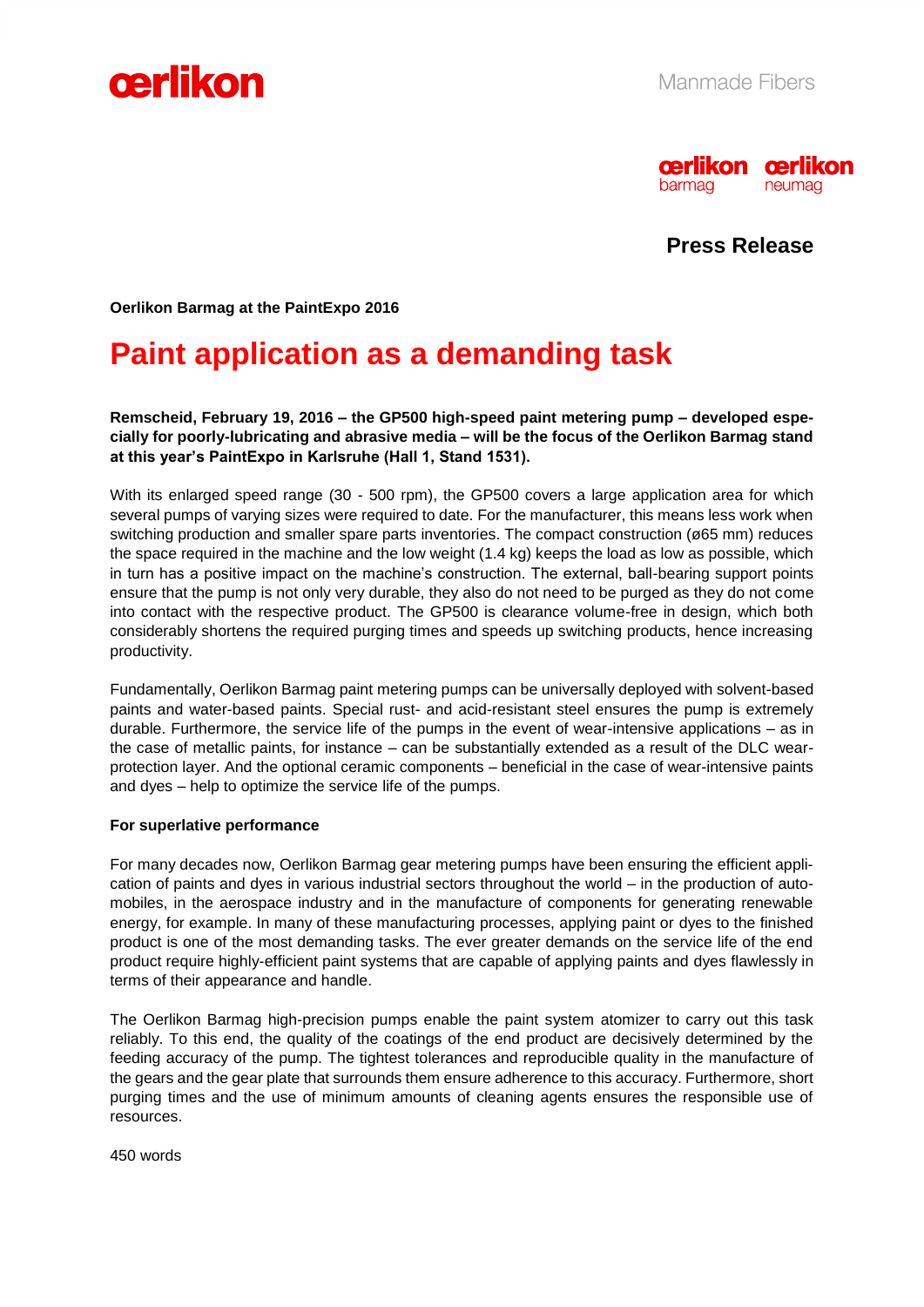oerlikon

Manmade Fibers

oerlikon barmag oerlikon neumag

**Press Release**

**Oerlikon Barmag at the PaintExpo 2016**

# Paint application as a demanding task

**Remscheid, February 19, 2016 – the GP500 high-speed paint metering pump – developed especially for poorly-lubricating and abrasive media – will be the focus of the Oerlikon Barmag stand at this year's PaintExpo in Karlsruhe (Hall 1, Stand 1531).**

With its enlarged speed range (30 - 500 rpm), the GP500 covers a large application area for which several pumps of varying sizes were required to date. For the manufacturer, this means less work when switching production and smaller spare parts inventories. The compact construction (ø65 mm) reduces the space required in the machine and the low weight (1.4 kg) keeps the load as low as possible, which in turn has a positive impact on the machine's construction. The external, ball-bearing support points ensure that the pump is not only very durable, they also do not need to be purged as they do not come into contact with the respective product. The GP500 is clearance volume-free in design, which both considerably shortens the required purging times and speeds up switching products, hence increasing productivity.

Fundamentally, Oerlikon Barmag paint metering pumps can be universally deployed with solvent-based paints and water-based paints. Special rust- and acid-resistant steel ensures the pump is extremely durable. Furthermore, the service life of the pumps in the event of wear-intensive applications – as in the case of metallic paints, for instance – can be substantially extended as a result of the DLC wear-protection layer. And the optional ceramic components – beneficial in the case of wear-intensive paints and dyes – help to optimize the service life of the pumps.

**For superlative performance**

For many decades now, Oerlikon Barmag gear metering pumps have been ensuring the efficient application of paints and dyes in various industrial sectors throughout the world – in the production of automobiles, in the aerospace industry and in the manufacture of components for generating renewable energy, for example. In many of these manufacturing processes, applying paint or dyes to the finished product is one of the most demanding tasks. The ever greater demands on the service life of the end product require highly-efficient paint systems that are capable of applying paints and dyes flawlessly in terms of their appearance and handle.

The Oerlikon Barmag high-precision pumps enable the paint system atomizer to carry out this task reliably. To this end, the quality of the coatings of the end product are decisively determined by the feeding accuracy of the pump. The tightest tolerances and reproducible quality in the manufacture of the gears and the gear plate that surrounds them ensure adherence to this accuracy. Furthermore, short purging times and the use of minimum amounts of cleaning agents ensures the responsible use of resources.

450 words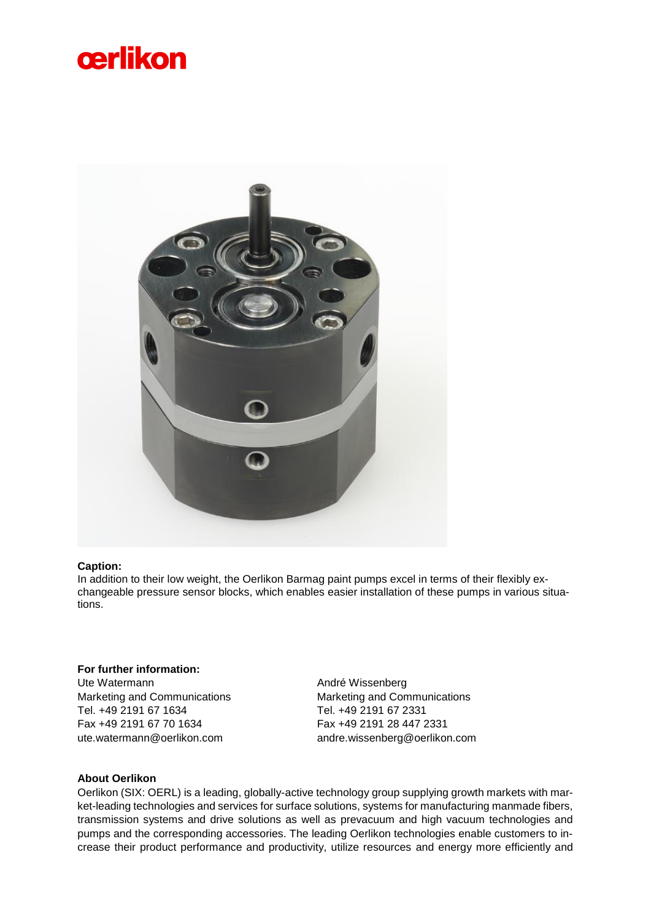**Caption:**

In addition to their low weight, the Oerlikon Barmag paint pumps excel in terms of their flexibly exchangeable pressure sensor blocks, which enables easier installation of these pumps in various situations.

**For further information:**

Ute Watermann
Marketing and Communications
Tel. +49 2191 67 1634
Fax +49 2191 67 70 1634
ute.watermann@oerlikon.com

André Wissenberg
Marketing and Communications
Tel. +49 2191 67 2331
Fax +49 2191 28 447 2331
andre.wissenberg@oerlikon.com

**About Oerlikon**

Oerlikon (SIX: OERL) is a leading, globally-active technology group supplying growth markets with market-leading technologies and services for surface solutions, systems for manufacturing manmade fibers, transmission systems and drive solutions as well as prevacuum and high vacuum technologies and pumps and the corresponding accessories. The leading Oerlikon technologies enable customers to increase their product performance and productivity, utilize resources and energy more efficiently and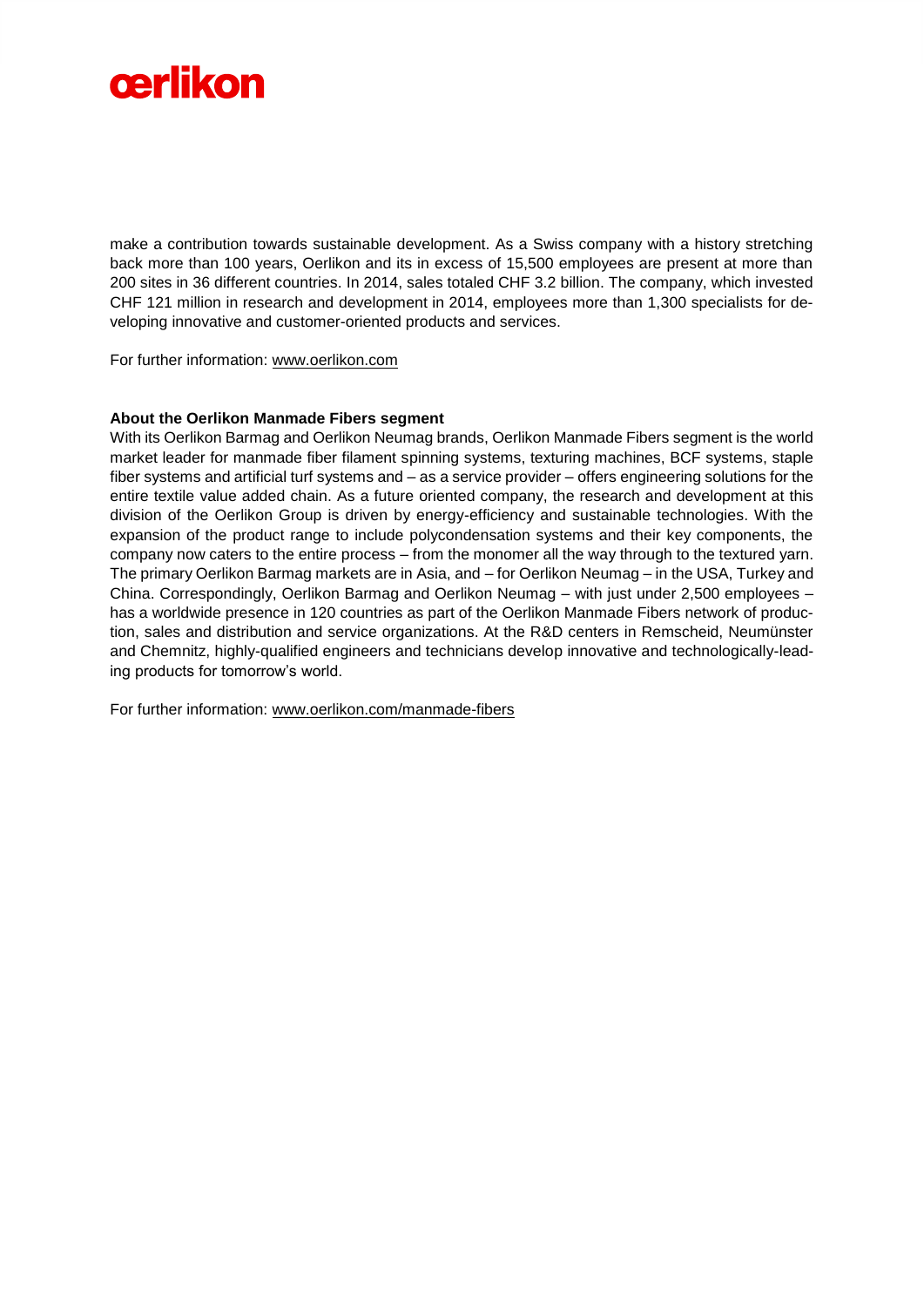make a contribution towards sustainable development. As a Swiss company with a history stretching back more than 100 years, Oerlikon and its in excess of 15,500 employees are present at more than 200 sites in 36 different countries. In 2014, sales totaled CHF 3.2 billion. The company, which invested CHF 121 million in research and development in 2014, employees more than 1,300 specialists for developing innovative and customer-oriented products and services.

For further information: www.oerlikon.com

**About the Oerlikon Manmade Fibers segment**

With its Oerlikon Barmag and Oerlikon Neumag brands, Oerlikon Manmade Fibers segment is the world market leader for manmade fiber filament spinning systems, texturing machines, BCF systems, staple fiber systems and artificial turf systems and – as a service provider – offers engineering solutions for the entire textile value added chain. As a future oriented company, the research and development at this division of the Oerlikon Group is driven by energy-efficiency and sustainable technologies. With the expansion of the product range to include polycondensation systems and their key components, the company now caters to the entire process – from the monomer all the way through to the textured yarn. The primary Oerlikon Barmag markets are in Asia, and – for Oerlikon Neumag – in the USA, Turkey and China. Correspondingly, Oerlikon Barmag and Oerlikon Neumag – with just under 2,500 employees – has a worldwide presence in 120 countries as part of the Oerlikon Manmade Fibers network of production, sales and distribution and service organizations. At the R&D centers in Remscheid, Neumünster and Chemnitz, highly-qualified engineers and technicians develop innovative and technologically-leading products for tomorrow's world.

For further information: www.oerlikon.com/manmade-fibers